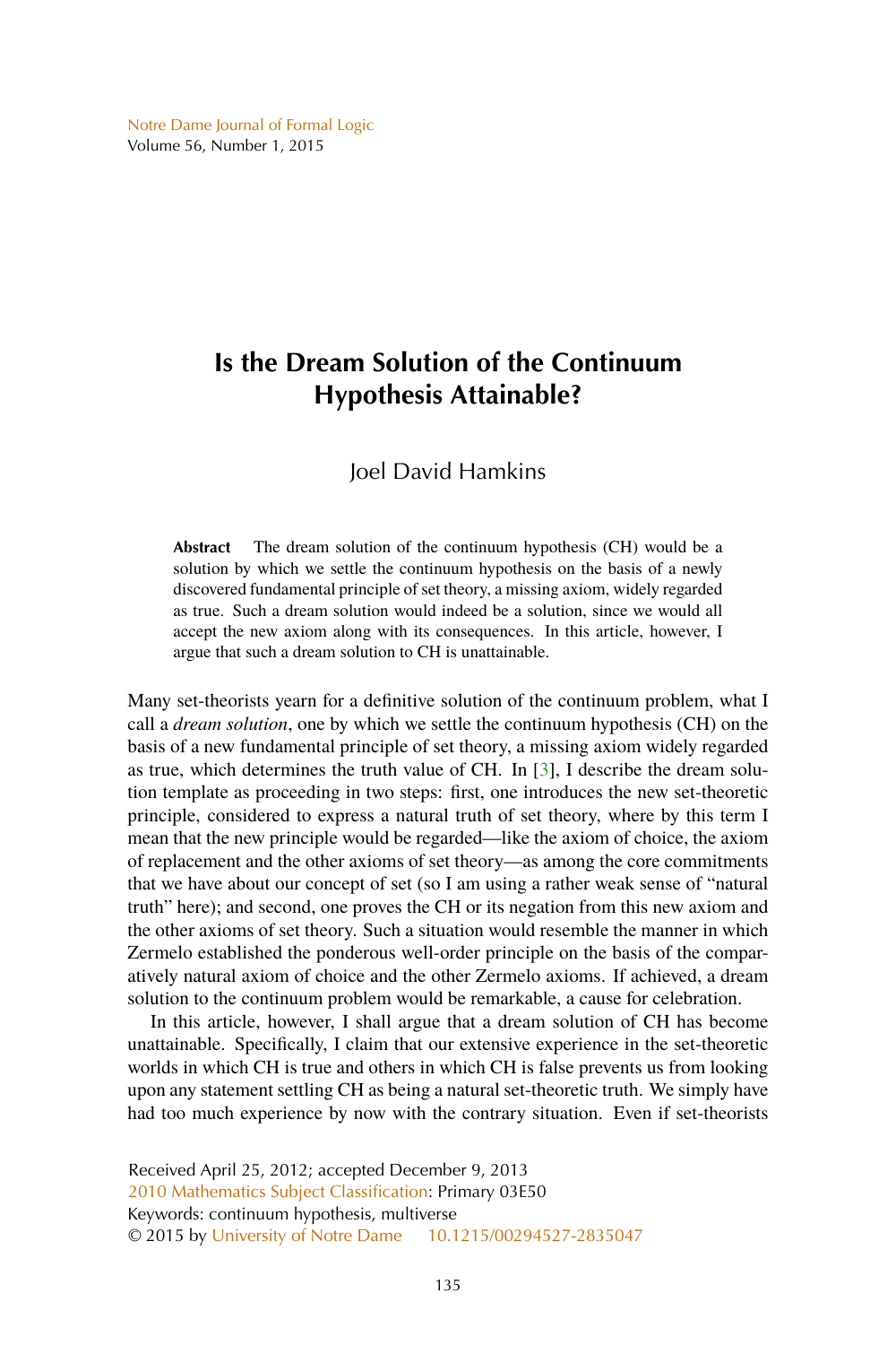# Is the Dream Solution of the Continuum Hypothesis Attainable?

Joel David Hamkins

**Abstract** The dream solution of the continuum hypothesis (CH) would be a solution by which we settle the continuum hypothesis on the basis of a newly discovered fundamental principle of set theory, a missing axiom, widely regarded as true. Such a dream solution would indeed be a solution, since we would all accept the new axiom along with its consequences. In this article, however, I argue that such a dream solution to CH is unattainable.

Many set-theorists yearn for a definitive solution of the continuum problem, what I call a *dream solution*, one by which we settle the continuum hypothesis (CH) on the basis of a new fundamental principle of set theory, a missing axiom widely regarded as true, which determines the truth value of CH. In [3], I describe the dream solution template as proceeding in two steps: first, one introduces the new set-theoretic principle, considered to express a natural truth of set theory, where by this term I mean that the new principle would be regarded—like the axiom of choice, the axiom of replacement and the other axioms of set theory—as among the core commitments that we have about our concept of set (so I am using a rather weak sense of "natural truth" here); and second, one proves the CH or its negation from this new axiom and the other axioms of set theory. Such a situation would resemble the manner in which Zermelo established the ponderous well-order principle on the basis of the comparatively natural axiom of choice and the other Zermelo axioms. If achieved, a dream solution to the continuum problem would be remarkable, a cause for celebration.

In this article, however, I shall argue that a dream solution of CH has become unattainable. Specifically, I claim that our extensive experience in the set-theoretic worlds in which CH is true and others in which CH is false prevents us from looking upon any statement settling CH as being a natural set-theoretic truth. We simply have had too much experience by now with the contrary situation. Even if set-theorists

Received April 25, 2012; accepted December 9, 2013
2010 Mathematics Subject Classification: Primary 03E50
Keywords: continuum hypothesis, multiverse
© 2015 by University of Notre Dame 10.1215/00294527-2835047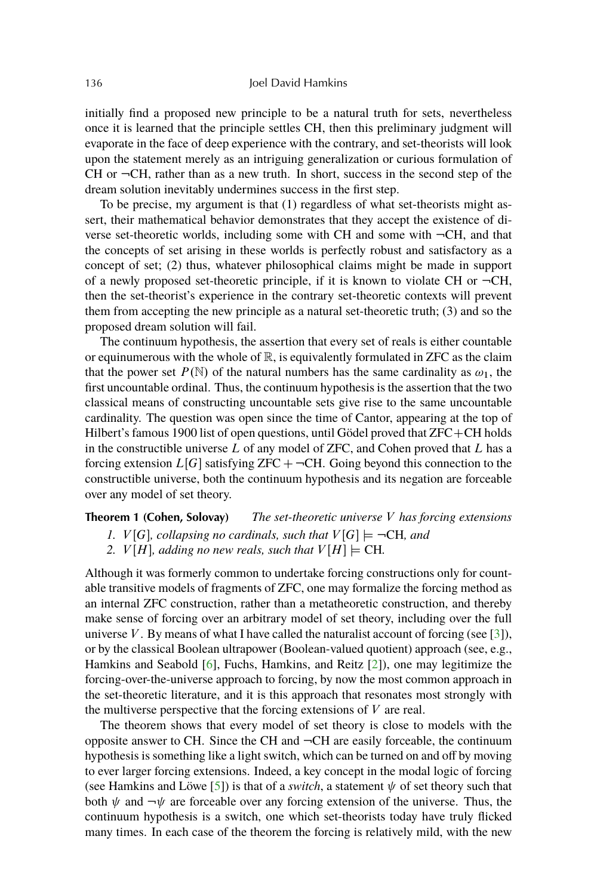initially find a proposed new principle to be a natural truth for sets, nevertheless once it is learned that the principle settles CH, then this preliminary judgment will evaporate in the face of deep experience with the contrary, and set-theorists will look upon the statement merely as an intriguing generalization or curious formulation of CH or $\neg$CH, rather than as a new truth. In short, success in the second step of the dream solution inevitably undermines success in the first step.

To be precise, my argument is that (1) regardless of what set-theorists might assert, their mathematical behavior demonstrates that they accept the existence of diverse set-theoretic worlds, including some with CH and some with $\neg$CH, and that the concepts of set arising in these worlds is perfectly robust and satisfactory as a concept of set; (2) thus, whatever philosophical claims might be made in support of a newly proposed set-theoretic principle, if it is known to violate CH or $\neg$CH, then the set-theorist's experience in the contrary set-theoretic contexts will prevent them from accepting the new principle as a natural set-theoretic truth; (3) and so the proposed dream solution will fail.

The continuum hypothesis, the assertion that every set of reals is either countable or equinumerous with the whole of $\mathbb{R}$, is equivalently formulated in ZFC as the claim that the power set $P(\mathbb{N})$ of the natural numbers has the same cardinality as $\omega_1$, the first uncountable ordinal. Thus, the continuum hypothesis is the assertion that the two classical means of constructing uncountable sets give rise to the same uncountable cardinality. The question was open since the time of Cantor, appearing at the top of Hilbert's famous 1900 list of open questions, until Gödel proved that ZFC+CH holds in the constructible universe $L$ of any model of ZFC, and Cohen proved that $L$ has a forcing extension $L[G]$ satisfying ZFC + $\neg$CH. Going beyond this connection to the constructible universe, both the continuum hypothesis and its negation are forceable over any model of set theory.

**Theorem 1 (Cohen, Solovay)** *The set-theoretic universe $V$ has forcing extensions*

1. *$V[G]$, collapsing no cardinals, such that $V[G] \models \neg$CH, and*
2. *$V[H]$, adding no new reals, such that $V[H] \models$ CH.*

Although it was formerly common to undertake forcing constructions only for countable transitive models of fragments of ZFC, one may formalize the forcing method as an internal ZFC construction, rather than a metatheoretic construction, and thereby make sense of forcing over an arbitrary model of set theory, including over the full universe $V$. By means of what I have called the naturalist account of forcing (see [3]), or by the classical Boolean ultrapower (Boolean-valued quotient) approach (see, e.g., Hamkins and Seabold [6], Fuchs, Hamkins, and Reitz [2]), one may legitimize the forcing-over-the-universe approach to forcing, by now the most common approach in the set-theoretic literature, and it is this approach that resonates most strongly with the multiverse perspective that the forcing extensions of $V$ are real.

The theorem shows that every model of set theory is close to models with the opposite answer to CH. Since the CH and $\neg$CH are easily forceable, the continuum hypothesis is something like a light switch, which can be turned on and off by moving to ever larger forcing extensions. Indeed, a key concept in the modal logic of forcing (see Hamkins and Löwe [5]) is that of a *switch*, a statement $\psi$ of set theory such that both $\psi$ and $\neg\psi$ are forceable over any forcing extension of the universe. Thus, the continuum hypothesis is a switch, one which set-theorists today have truly flicked many times. In each case of the theorem the forcing is relatively mild, with the new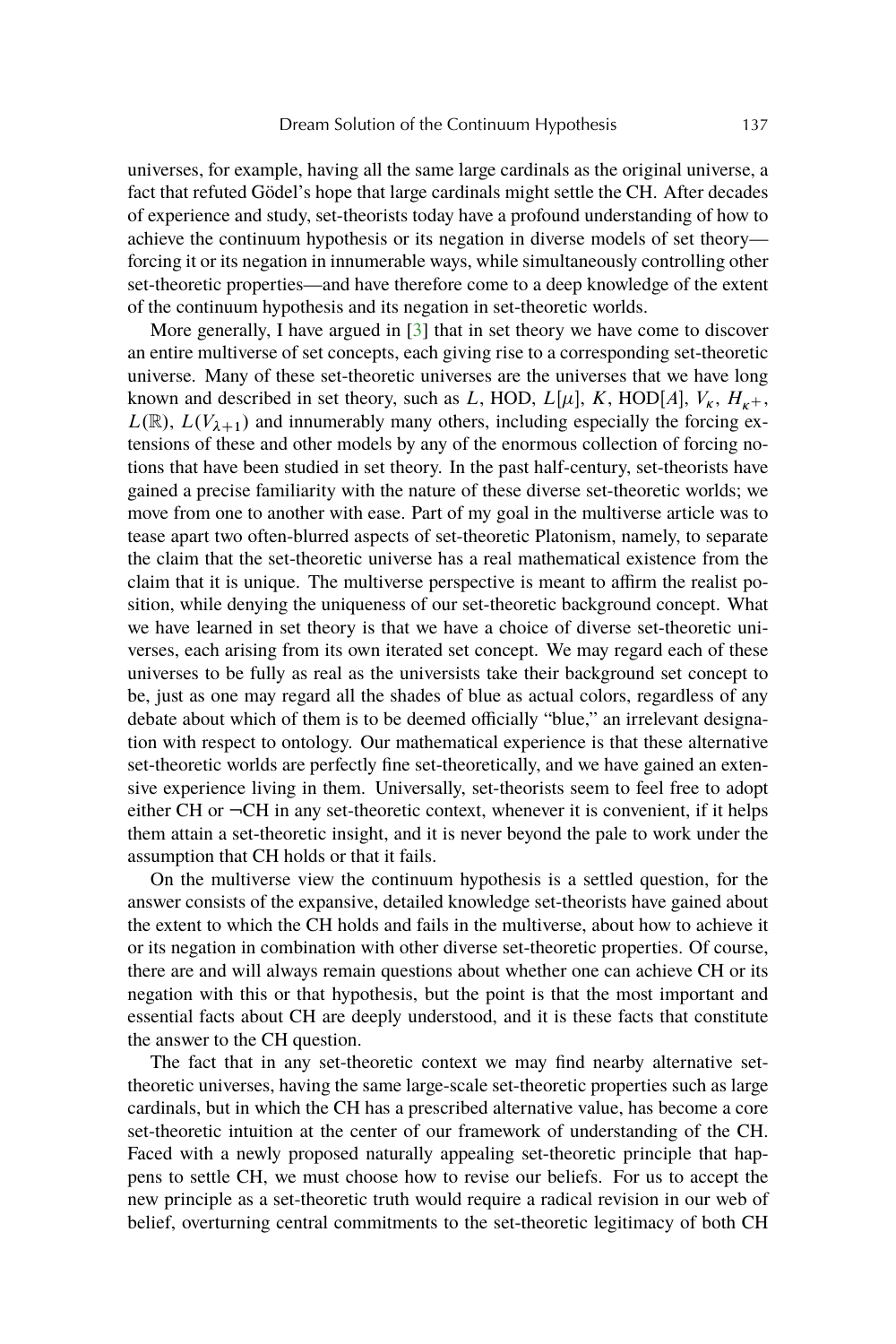universes, for example, having all the same large cardinals as the original universe, a fact that refuted Gödel's hope that large cardinals might settle the CH. After decades of experience and study, set-theorists today have a profound understanding of how to achieve the continuum hypothesis or its negation in diverse models of set theory—forcing it or its negation in innumerable ways, while simultaneously controlling other set-theoretic properties—and have therefore come to a deep knowledge of the extent of the continuum hypothesis and its negation in set-theoretic worlds.

More generally, I have argued in [3] that in set theory we have come to discover an entire multiverse of set concepts, each giving rise to a corresponding set-theoretic universe. Many of these set-theoretic universes are the universes that we have long known and described in set theory, such as $L$, HOD, $L[\mu]$, $K$, HOD$[A]$, $V_\kappa$, $H_{\kappa^+}$, $L(\mathbb{R})$, $L(V_{\lambda+1})$ and innumerably many others, including especially the forcing extensions of these and other models by any of the enormous collection of forcing notions that have been studied in set theory. In the past half-century, set-theorists have gained a precise familiarity with the nature of these diverse set-theoretic worlds; we move from one to another with ease. Part of my goal in the multiverse article was to tease apart two often-blurred aspects of set-theoretic Platonism, namely, to separate the claim that the set-theoretic universe has a real mathematical existence from the claim that it is unique. The multiverse perspective is meant to affirm the realist position, while denying the uniqueness of our set-theoretic background concept. What we have learned in set theory is that we have a choice of diverse set-theoretic universes, each arising from its own iterated set concept. We may regard each of these universes to be fully as real as the universists take their background set concept to be, just as one may regard all the shades of blue as actual colors, regardless of any debate about which of them is to be deemed officially "blue," an irrelevant designation with respect to ontology. Our mathematical experience is that these alternative set-theoretic worlds are perfectly fine set-theoretically, and we have gained an extensive experience living in them. Universally, set-theorists seem to feel free to adopt either CH or $\neg$CH in any set-theoretic context, whenever it is convenient, if it helps them attain a set-theoretic insight, and it is never beyond the pale to work under the assumption that CH holds or that it fails.

On the multiverse view the continuum hypothesis is a settled question, for the answer consists of the expansive, detailed knowledge set-theorists have gained about the extent to which the CH holds and fails in the multiverse, about how to achieve it or its negation in combination with other diverse set-theoretic properties. Of course, there are and will always remain questions about whether one can achieve CH or its negation with this or that hypothesis, but the point is that the most important and essential facts about CH are deeply understood, and it is these facts that constitute the answer to the CH question.

The fact that in any set-theoretic context we may find nearby alternative set-theoretic universes, having the same large-scale set-theoretic properties such as large cardinals, but in which the CH has a prescribed alternative value, has become a core set-theoretic intuition at the center of our framework of understanding of the CH. Faced with a newly proposed naturally appealing set-theoretic principle that happens to settle CH, we must choose how to revise our beliefs. For us to accept the new principle as a set-theoretic truth would require a radical revision in our web of belief, overturning central commitments to the set-theoretic legitimacy of both CH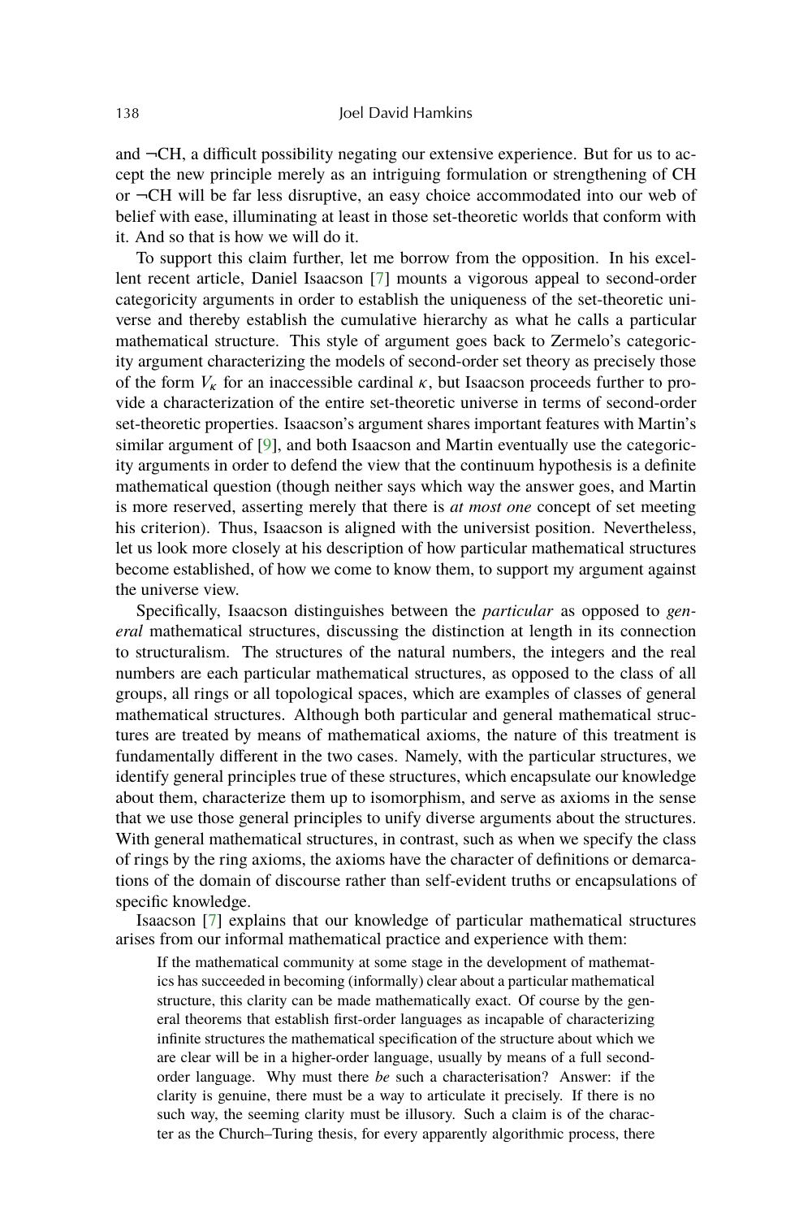and ¬CH, a difficult possibility negating our extensive experience. But for us to accept the new principle merely as an intriguing formulation or strengthening of CH or ¬CH will be far less disruptive, an easy choice accommodated into our web of belief with ease, illuminating at least in those set-theoretic worlds that conform with it. And so that is how we will do it.

To support this claim further, let me borrow from the opposition. In his excellent recent article, Daniel Isaacson [7] mounts a vigorous appeal to second-order categoricity arguments in order to establish the uniqueness of the set-theoretic universe and thereby establish the cumulative hierarchy as what he calls a particular mathematical structure. This style of argument goes back to Zermelo's categoricity argument characterizing the models of second-order set theory as precisely those of the form $V_\kappa$ for an inaccessible cardinal $\kappa$, but Isaacson proceeds further to provide a characterization of the entire set-theoretic universe in terms of second-order set-theoretic properties. Isaacson's argument shares important features with Martin's similar argument of [9], and both Isaacson and Martin eventually use the categoricity arguments in order to defend the view that the continuum hypothesis is a definite mathematical question (though neither says which way the answer goes, and Martin is more reserved, asserting merely that there is *at most one* concept of set meeting his criterion). Thus, Isaacson is aligned with the universist position. Nevertheless, let us look more closely at his description of how particular mathematical structures become established, of how we come to know them, to support my argument against the universe view.

Specifically, Isaacson distinguishes between the *particular* as opposed to *general* mathematical structures, discussing the distinction at length in its connection to structuralism. The structures of the natural numbers, the integers and the real numbers are each particular mathematical structures, as opposed to the class of all groups, all rings or all topological spaces, which are examples of classes of general mathematical structures. Although both particular and general mathematical structures are treated by means of mathematical axioms, the nature of this treatment is fundamentally different in the two cases. Namely, with the particular structures, we identify general principles true of these structures, which encapsulate our knowledge about them, characterize them up to isomorphism, and serve as axioms in the sense that we use those general principles to unify diverse arguments about the structures. With general mathematical structures, in contrast, such as when we specify the class of rings by the ring axioms, the axioms have the character of definitions or demarcations of the domain of discourse rather than self-evident truths or encapsulations of specific knowledge.

Isaacson [7] explains that our knowledge of particular mathematical structures arises from our informal mathematical practice and experience with them:

> If the mathematical community at some stage in the development of mathematics has succeeded in becoming (informally) clear about a particular mathematical structure, this clarity can be made mathematically exact. Of course by the general theorems that establish first-order languages as incapable of characterizing infinite structures the mathematical specification of the structure about which we are clear will be in a higher-order language, usually by means of a full second-order language. Why must there *be* such a characterisation? Answer: if the clarity is genuine, there must be a way to articulate it precisely. If there is no such way, the seeming clarity must be illusory. Such a claim is of the character as the Church–Turing thesis, for every apparently algorithmic process, there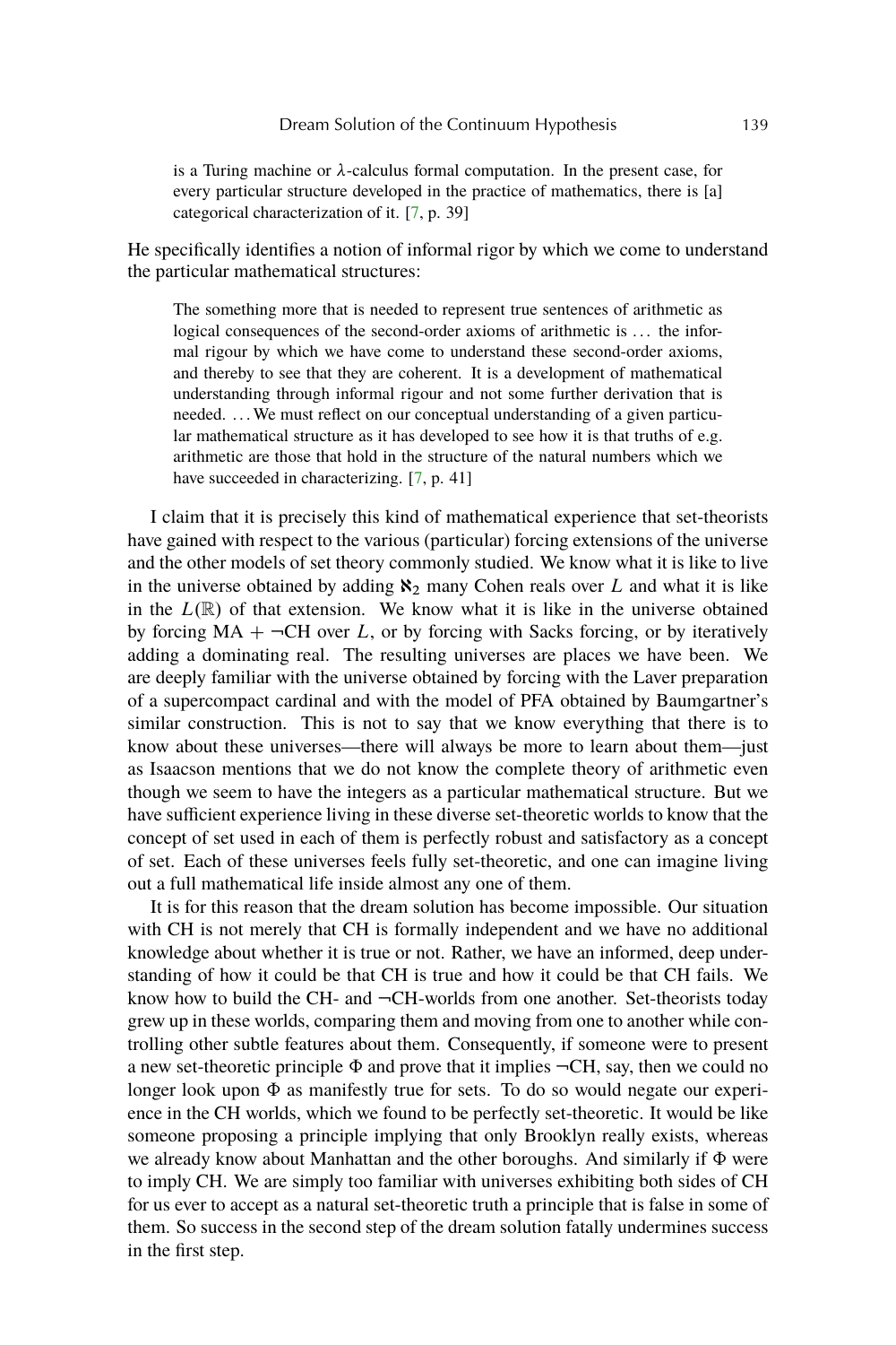> is a Turing machine or $\lambda$-calculus formal computation. In the present case, for every particular structure developed in the practice of mathematics, there is [a] categorical characterization of it. [7, p. 39]

He specifically identifies a notion of informal rigor by which we come to understand the particular mathematical structures:

> The something more that is needed to represent true sentences of arithmetic as logical consequences of the second-order axioms of arithmetic is ... the informal rigour by which we have come to understand these second-order axioms, and thereby to see that they are coherent. It is a development of mathematical understanding through informal rigour and not some further derivation that is needed. ... We must reflect on our conceptual understanding of a given particular mathematical structure as it has developed to see how it is that truths of e.g. arithmetic are those that hold in the structure of the natural numbers which we have succeeded in characterizing. [7, p. 41]

I claim that it is precisely this kind of mathematical experience that set-theorists have gained with respect to the various (particular) forcing extensions of the universe and the other models of set theory commonly studied. We know what it is like to live in the universe obtained by adding $\aleph_2$ many Cohen reals over $L$ and what it is like in the $L(\mathbb{R})$ of that extension. We know what it is like in the universe obtained by forcing MA $+ \neg$CH over $L$, or by forcing with Sacks forcing, or by iteratively adding a dominating real. The resulting universes are places we have been. We are deeply familiar with the universe obtained by forcing with the Laver preparation of a supercompact cardinal and with the model of PFA obtained by Baumgartner's similar construction. This is not to say that we know everything that there is to know about these universes—there will always be more to learn about them—just as Isaacson mentions that we do not know the complete theory of arithmetic even though we seem to have the integers as a particular mathematical structure. But we have sufficient experience living in these diverse set-theoretic worlds to know that the concept of set used in each of them is perfectly robust and satisfactory as a concept of set. Each of these universes feels fully set-theoretic, and one can imagine living out a full mathematical life inside almost any one of them.

It is for this reason that the dream solution has become impossible. Our situation with CH is not merely that CH is formally independent and we have no additional knowledge about whether it is true or not. Rather, we have an informed, deep understanding of how it could be that CH is true and how it could be that CH fails. We know how to build the CH- and $\neg$CH-worlds from one another. Set-theorists today grew up in these worlds, comparing them and moving from one to another while controlling other subtle features about them. Consequently, if someone were to present a new set-theoretic principle $\Phi$ and prove that it implies $\neg$CH, say, then we could no longer look upon $\Phi$ as manifestly true for sets. To do so would negate our experience in the CH worlds, which we found to be perfectly set-theoretic. It would be like someone proposing a principle implying that only Brooklyn really exists, whereas we already know about Manhattan and the other boroughs. And similarly if $\Phi$ were to imply CH. We are simply too familiar with universes exhibiting both sides of CH for us ever to accept as a natural set-theoretic truth a principle that is false in some of them. So success in the second step of the dream solution fatally undermines success in the first step.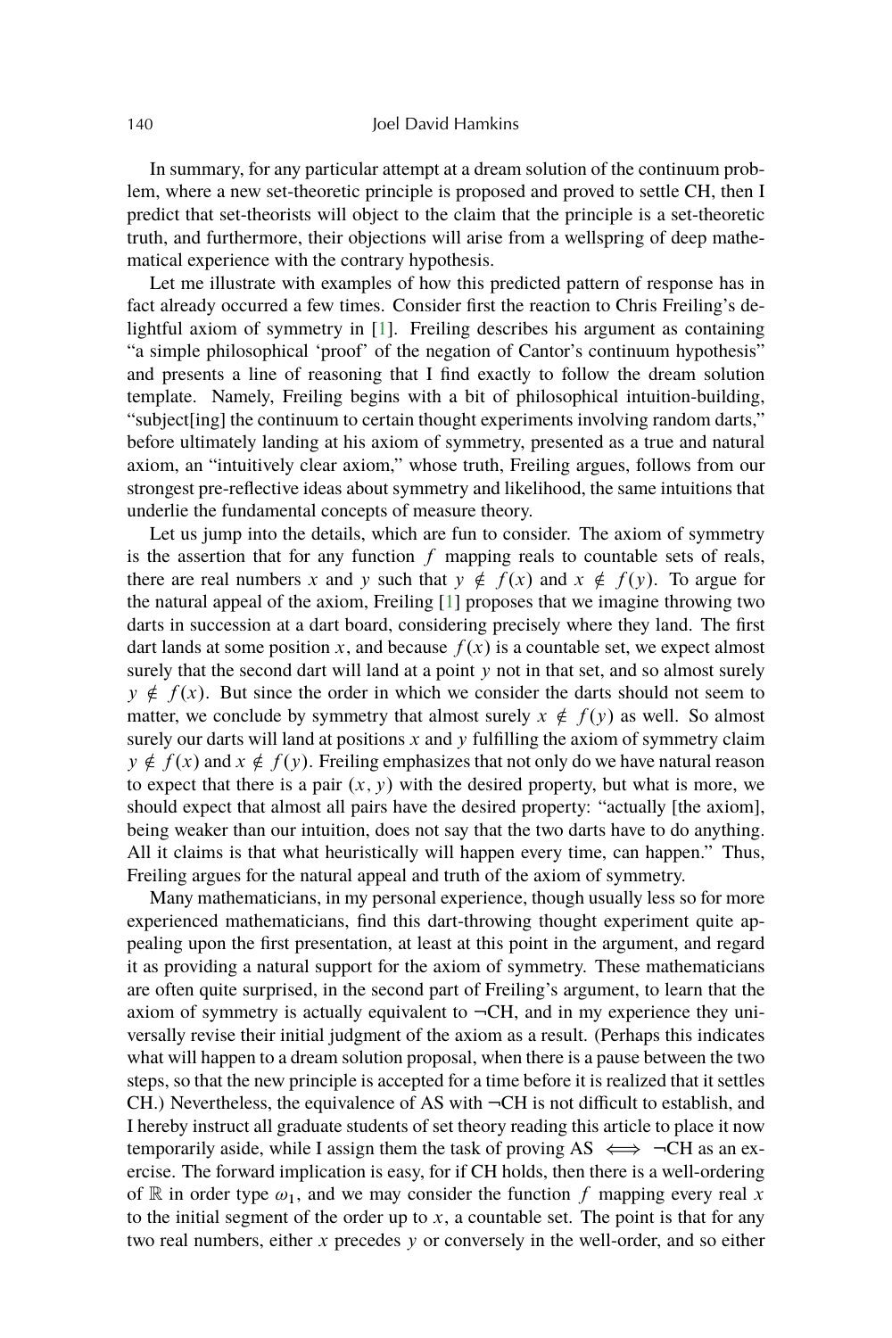In summary, for any particular attempt at a dream solution of the continuum problem, where a new set-theoretic principle is proposed and proved to settle CH, then I predict that set-theorists will object to the claim that the principle is a set-theoretic truth, and furthermore, their objections will arise from a wellspring of deep mathematical experience with the contrary hypothesis.

Let me illustrate with examples of how this predicted pattern of response has in fact already occurred a few times. Consider first the reaction to Chris Freiling's delightful axiom of symmetry in [1]. Freiling describes his argument as containing "a simple philosophical 'proof' of the negation of Cantor's continuum hypothesis" and presents a line of reasoning that I find exactly to follow the dream solution template. Namely, Freiling begins with a bit of philosophical intuition-building, "subject[ing] the continuum to certain thought experiments involving random darts," before ultimately landing at his axiom of symmetry, presented as a true and natural axiom, an "intuitively clear axiom," whose truth, Freiling argues, follows from our strongest pre-reflective ideas about symmetry and likelihood, the same intuitions that underlie the fundamental concepts of measure theory.

Let us jump into the details, which are fun to consider. The axiom of symmetry is the assertion that for any function $f$ mapping reals to countable sets of reals, there are real numbers $x$ and $y$ such that $y \notin f(x)$ and $x \notin f(y)$. To argue for the natural appeal of the axiom, Freiling [1] proposes that we imagine throwing two darts in succession at a dart board, considering precisely where they land. The first dart lands at some position $x$, and because $f(x)$ is a countable set, we expect almost surely that the second dart will land at a point $y$ not in that set, and so almost surely $y \notin f(x)$. But since the order in which we consider the darts should not seem to matter, we conclude by symmetry that almost surely $x \notin f(y)$ as well. So almost surely our darts will land at positions $x$ and $y$ fulfilling the axiom of symmetry claim $y \notin f(x)$ and $x \notin f(y)$. Freiling emphasizes that not only do we have natural reason to expect that there is a pair $(x, y)$ with the desired property, but what is more, we should expect that almost all pairs have the desired property: "actually [the axiom], being weaker than our intuition, does not say that the two darts have to do anything. All it claims is that what heuristically will happen every time, can happen." Thus, Freiling argues for the natural appeal and truth of the axiom of symmetry.

Many mathematicians, in my personal experience, though usually less so for more experienced mathematicians, find this dart-throwing thought experiment quite appealing upon the first presentation, at least at this point in the argument, and regard it as providing a natural support for the axiom of symmetry. These mathematicians are often quite surprised, in the second part of Freiling's argument, to learn that the axiom of symmetry is actually equivalent to $\neg$CH, and in my experience they universally revise their initial judgment of the axiom as a result. (Perhaps this indicates what will happen to a dream solution proposal, when there is a pause between the two steps, so that the new principle is accepted for a time before it is realized that it settles CH.) Nevertheless, the equivalence of AS with $\neg$CH is not difficult to establish, and I hereby instruct all graduate students of set theory reading this article to place it now temporarily aside, while I assign them the task of proving AS $\iff$ $\neg$CH as an exercise. The forward implication is easy, for if CH holds, then there is a well-ordering of $\mathbb{R}$ in order type $\omega_1$, and we may consider the function $f$ mapping every real $x$ to the initial segment of the order up to $x$, a countable set. The point is that for any two real numbers, either $x$ precedes $y$ or conversely in the well-order, and so either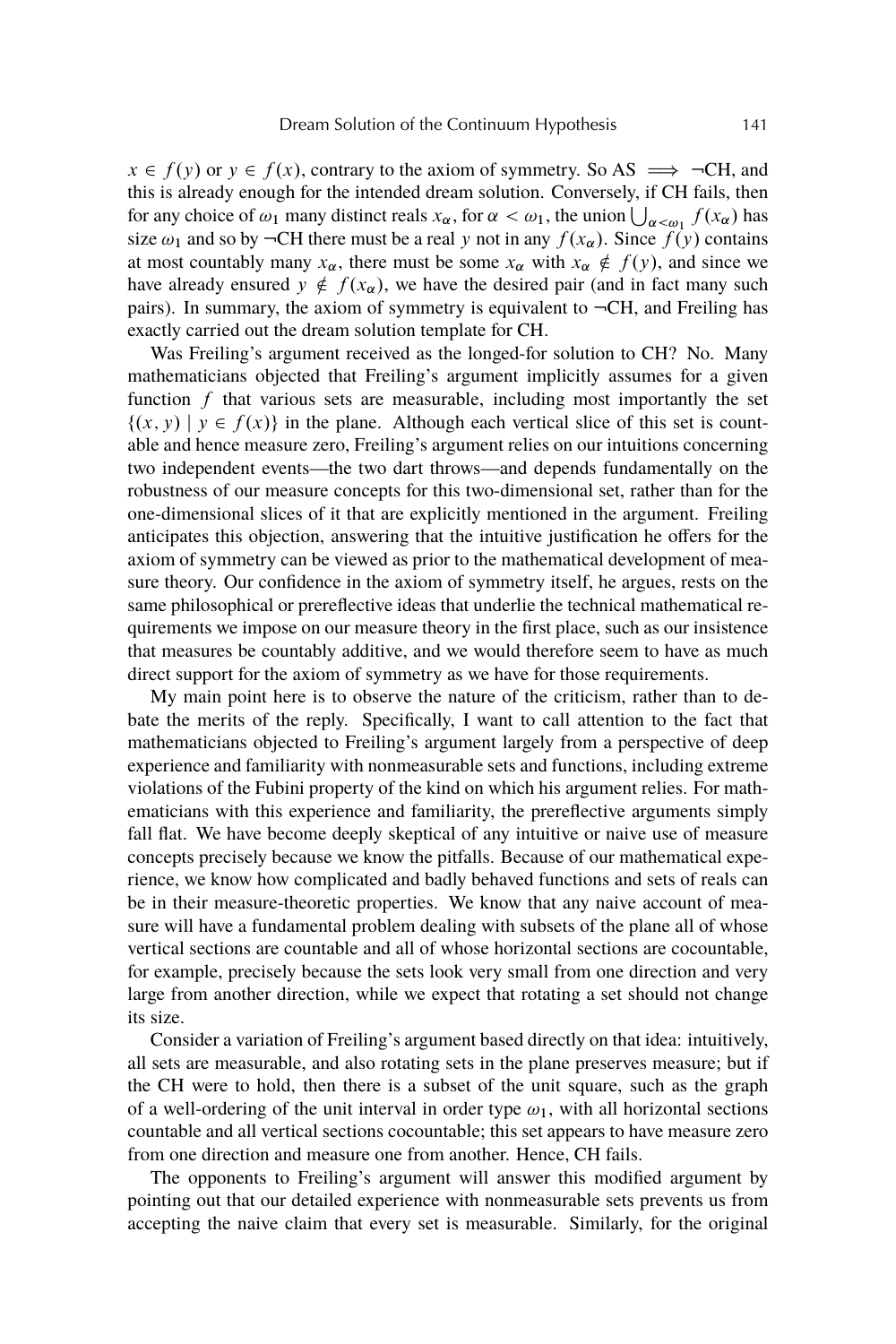$x \in f(y)$ or $y \in f(x)$, contrary to the axiom of symmetry. So AS $\implies \neg$CH, and this is already enough for the intended dream solution. Conversely, if CH fails, then for any choice of $\omega_1$ many distinct reals $x_\alpha$, for $\alpha < \omega_1$, the union $\bigcup_{\alpha<\omega_1} f(x_\alpha)$ has size $\omega_1$ and so by $\neg$CH there must be a real $y$ not in any $f(x_\alpha)$. Since $f(y)$ contains at most countably many $x_\alpha$, there must be some $x_\alpha$ with $x_\alpha \notin f(y)$, and since we have already ensured $y \notin f(x_\alpha)$, we have the desired pair (and in fact many such pairs). In summary, the axiom of symmetry is equivalent to $\neg$CH, and Freiling has exactly carried out the dream solution template for CH.

Was Freiling's argument received as the longed-for solution to CH? No. Many mathematicians objected that Freiling's argument implicitly assumes for a given function $f$ that various sets are measurable, including most importantly the set $\{(x, y) \mid y \in f(x)\}$ in the plane. Although each vertical slice of this set is countable and hence measure zero, Freiling's argument relies on our intuitions concerning two independent events—the two dart throws—and depends fundamentally on the robustness of our measure concepts for this two-dimensional set, rather than for the one-dimensional slices of it that are explicitly mentioned in the argument. Freiling anticipates this objection, answering that the intuitive justification he offers for the axiom of symmetry can be viewed as prior to the mathematical development of measure theory. Our confidence in the axiom of symmetry itself, he argues, rests on the same philosophical or prereflective ideas that underlie the technical mathematical requirements we impose on our measure theory in the first place, such as our insistence that measures be countably additive, and we would therefore seem to have as much direct support for the axiom of symmetry as we have for those requirements.

My main point here is to observe the nature of the criticism, rather than to debate the merits of the reply. Specifically, I want to call attention to the fact that mathematicians objected to Freiling's argument largely from a perspective of deep experience and familiarity with nonmeasurable sets and functions, including extreme violations of the Fubini property of the kind on which his argument relies. For mathematicians with this experience and familiarity, the prereflective arguments simply fall flat. We have become deeply skeptical of any intuitive or naive use of measure concepts precisely because we know the pitfalls. Because of our mathematical experience, we know how complicated and badly behaved functions and sets of reals can be in their measure-theoretic properties. We know that any naive account of measure will have a fundamental problem dealing with subsets of the plane all of whose vertical sections are countable and all of whose horizontal sections are cocountable, for example, precisely because the sets look very small from one direction and very large from another direction, while we expect that rotating a set should not change its size.

Consider a variation of Freiling's argument based directly on that idea: intuitively, all sets are measurable, and also rotating sets in the plane preserves measure; but if the CH were to hold, then there is a subset of the unit square, such as the graph of a well-ordering of the unit interval in order type $\omega_1$, with all horizontal sections countable and all vertical sections cocountable; this set appears to have measure zero from one direction and measure one from another. Hence, CH fails.

The opponents to Freiling's argument will answer this modified argument by pointing out that our detailed experience with nonmeasurable sets prevents us from accepting the naive claim that every set is measurable. Similarly, for the original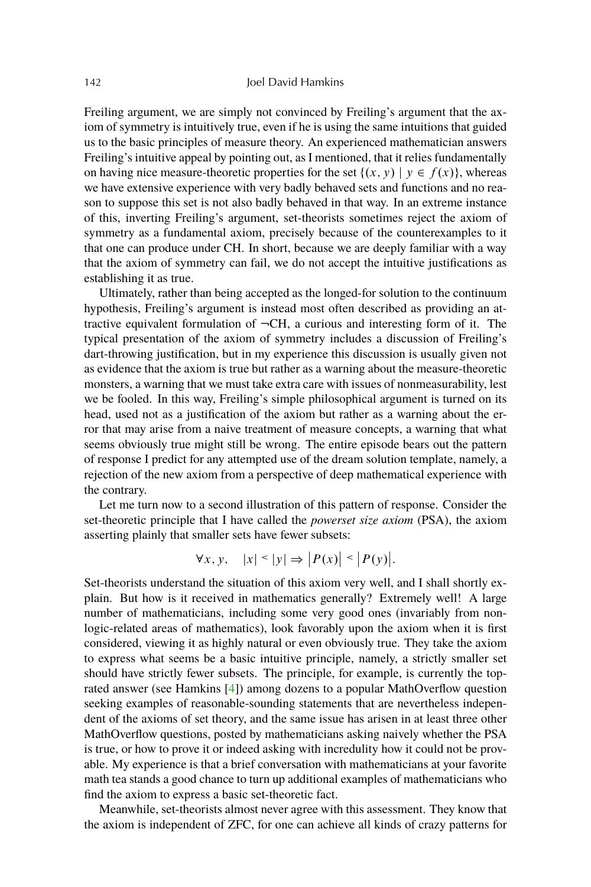Freiling argument, we are simply not convinced by Freiling's argument that the axiom of symmetry is intuitively true, even if he is using the same intuitions that guided us to the basic principles of measure theory. An experienced mathematician answers Freiling's intuitive appeal by pointing out, as I mentioned, that it relies fundamentally on having nice measure-theoretic properties for the set $\{(x, y) \mid y \in f(x)\}$, whereas we have extensive experience with very badly behaved sets and functions and no reason to suppose this set is not also badly behaved in that way. In an extreme instance of this, inverting Freiling's argument, set-theorists sometimes reject the axiom of symmetry as a fundamental axiom, precisely because of the counterexamples to it that one can produce under CH. In short, because we are deeply familiar with a way that the axiom of symmetry can fail, we do not accept the intuitive justifications as establishing it as true.

Ultimately, rather than being accepted as the longed-for solution to the continuum hypothesis, Freiling's argument is instead most often described as providing an attractive equivalent formulation of $\neg$CH, a curious and interesting form of it. The typical presentation of the axiom of symmetry includes a discussion of Freiling's dart-throwing justification, but in my experience this discussion is usually given not as evidence that the axiom is true but rather as a warning about the measure-theoretic monsters, a warning that we must take extra care with issues of nonmeasurability, lest we be fooled. In this way, Freiling's simple philosophical argument is turned on its head, used not as a justification of the axiom but rather as a warning about the error that may arise from a naive treatment of measure concepts, a warning that what seems obviously true might still be wrong. The entire episode bears out the pattern of response I predict for any attempted use of the dream solution template, namely, a rejection of the new axiom from a perspective of deep mathematical experience with the contrary.

Let me turn now to a second illustration of this pattern of response. Consider the set-theoretic principle that I have called the *powerset size axiom* (PSA), the axiom asserting plainly that smaller sets have fewer subsets:

$$\forall x, y, \quad |x| < |y| \Rightarrow \left|P(x)\right| < \left|P(y)\right|.$$

Set-theorists understand the situation of this axiom very well, and I shall shortly explain. But how is it received in mathematics generally? Extremely well! A large number of mathematicians, including some very good ones (invariably from non-logic-related areas of mathematics), look favorably upon the axiom when it is first considered, viewing it as highly natural or even obviously true. They take the axiom to express what seems be a basic intuitive principle, namely, a strictly smaller set should have strictly fewer subsets. The principle, for example, is currently the top-rated answer (see Hamkins [4]) among dozens to a popular MathOverflow question seeking examples of reasonable-sounding statements that are nevertheless independent of the axioms of set theory, and the same issue has arisen in at least three other MathOverflow questions, posted by mathematicians asking naively whether the PSA is true, or how to prove it or indeed asking with incredulity how it could not be provable. My experience is that a brief conversation with mathematicians at your favorite math tea stands a good chance to turn up additional examples of mathematicians who find the axiom to express a basic set-theoretic fact.

Meanwhile, set-theorists almost never agree with this assessment. They know that the axiom is independent of ZFC, for one can achieve all kinds of crazy patterns for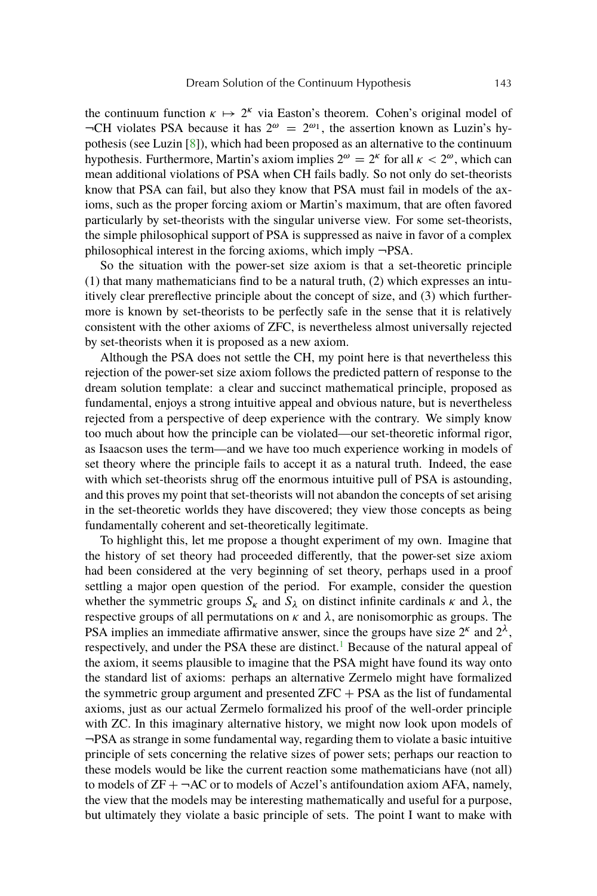the continuum function $\kappa \mapsto 2^\kappa$ via Easton's theorem. Cohen's original model of $\neg$CH violates PSA because it has $2^\omega = 2^{\omega_1}$, the assertion known as Luzin's hypothesis (see Luzin [8]), which had been proposed as an alternative to the continuum hypothesis. Furthermore, Martin's axiom implies $2^\omega = 2^\kappa$ for all $\kappa < 2^\omega$, which can mean additional violations of PSA when CH fails badly. So not only do set-theorists know that PSA can fail, but also they know that PSA must fail in models of the axioms, such as the proper forcing axiom or Martin's maximum, that are often favored particularly by set-theorists with the singular universe view. For some set-theorists, the simple philosophical support of PSA is suppressed as naive in favor of a complex philosophical interest in the forcing axioms, which imply $\neg$PSA.

So the situation with the power-set size axiom is that a set-theoretic principle (1) that many mathematicians find to be a natural truth, (2) which expresses an intuitively clear prereflective principle about the concept of size, and (3) which furthermore is known by set-theorists to be perfectly safe in the sense that it is relatively consistent with the other axioms of ZFC, is nevertheless almost universally rejected by set-theorists when it is proposed as a new axiom.

Although the PSA does not settle the CH, my point here is that nevertheless this rejection of the power-set size axiom follows the predicted pattern of response to the dream solution template: a clear and succinct mathematical principle, proposed as fundamental, enjoys a strong intuitive appeal and obvious nature, but is nevertheless rejected from a perspective of deep experience with the contrary. We simply know too much about how the principle can be violated—our set-theoretic informal rigor, as Isaacson uses the term—and we have too much experience working in models of set theory where the principle fails to accept it as a natural truth. Indeed, the ease with which set-theorists shrug off the enormous intuitive pull of PSA is astounding, and this proves my point that set-theorists will not abandon the concepts of set arising in the set-theoretic worlds they have discovered; they view those concepts as being fundamentally coherent and set-theoretically legitimate.

To highlight this, let me propose a thought experiment of my own. Imagine that the history of set theory had proceeded differently, that the power-set size axiom had been considered at the very beginning of set theory, perhaps used in a proof settling a major open question of the period. For example, consider the question whether the symmetric groups $S_\kappa$ and $S_\lambda$ on distinct infinite cardinals $\kappa$ and $\lambda$, the respective groups of all permutations on $\kappa$ and $\lambda$, are nonisomorphic as groups. The PSA implies an immediate affirmative answer, since the groups have size $2^\kappa$ and $2^\lambda$, respectively, and under the PSA these are distinct.[1] Because of the natural appeal of the axiom, it seems plausible to imagine that the PSA might have found its way onto the standard list of axioms: perhaps an alternative Zermelo might have formalized the symmetric group argument and presented ZFC + PSA as the list of fundamental axioms, just as our actual Zermelo formalized his proof of the well-order principle with ZC. In this imaginary alternative history, we might now look upon models of $\neg$PSA as strange in some fundamental way, regarding them to violate a basic intuitive principle of sets concerning the relative sizes of power sets; perhaps our reaction to these models would be like the current reaction some mathematicians have (not all) to models of ZF + $\neg$AC or to models of Aczel's antifoundation axiom AFA, namely, the view that the models may be interesting mathematically and useful for a purpose, but ultimately they violate a basic principle of sets. The point I want to make with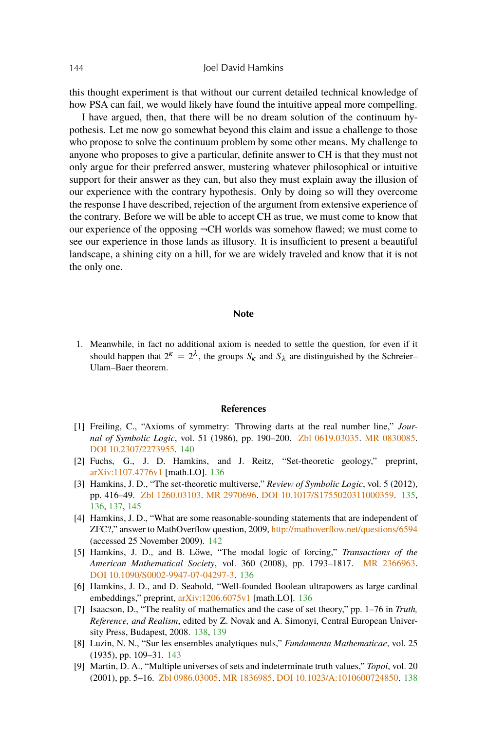this thought experiment is that without our current detailed technical knowledge of how PSA can fail, we would likely have found the intuitive appeal more compelling.

I have argued, then, that there will be no dream solution of the continuum hypothesis. Let me now go somewhat beyond this claim and issue a challenge to those who propose to solve the continuum problem by some other means. My challenge to anyone who proposes to give a particular, definite answer to CH is that they must not only argue for their preferred answer, mustering whatever philosophical or intuitive support for their answer as they can, but also they must explain away the illusion of our experience with the contrary hypothesis. Only by doing so will they overcome the response I have described, rejection of the argument from extensive experience of the contrary. Before we will be able to accept CH as true, we must come to know that our experience of the opposing ¬CH worlds was somehow flawed; we must come to see our experience in those lands as illusory. It is insufficient to present a beautiful landscape, a shining city on a hill, for we are widely traveled and know that it is not the only one.

## Note

1. Meanwhile, in fact no additional axiom is needed to settle the question, for even if it should happen that $2^\kappa = 2^\lambda$, the groups $S_\kappa$ and $S_\lambda$ are distinguished by the Schreier–Ulam–Baer theorem.

## References

[1] Freiling, C., "Axioms of symmetry: Throwing darts at the real number line," *Journal of Symbolic Logic*, vol. 51 (1986), pp. 190–200. Zbl 0619.03035. MR 0830085. DOI 10.2307/2273955. 140

[2] Fuchs, G., J. D. Hamkins, and J. Reitz, "Set-theoretic geology," preprint, arXiv:1107.4776v1 [math.LO]. 136

[3] Hamkins, J. D., "The set-theoretic multiverse," *Review of Symbolic Logic*, vol. 5 (2012), pp. 416–49. Zbl 1260.03103. MR 2970696. DOI 10.1017/S1755020311000359. 135, 136, 137, 145

[4] Hamkins, J. D., "What are some reasonable-sounding statements that are independent of ZFC?," answer to MathOverflow question, 2009, http://mathoverflow.net/questions/6594 (accessed 25 November 2009). 142

[5] Hamkins, J. D., and B. Löwe, "The modal logic of forcing," *Transactions of the American Mathematical Society*, vol. 360 (2008), pp. 1793–1817. MR 2366963. DOI 10.1090/S0002-9947-07-04297-3. 136

[6] Hamkins, J. D., and D. Seabold, "Well-founded Boolean ultrapowers as large cardinal embeddings," preprint, arXiv:1206.6075v1 [math.LO]. 136

[7] Isaacson, D., "The reality of mathematics and the case of set theory," pp. 1–76 in *Truth, Reference, and Realism*, edited by Z. Novak and A. Simonyi, Central European University Press, Budapest, 2008. 138, 139

[8] Luzin, N. N., "Sur les ensembles analytiques nuls," *Fundamenta Mathematicae*, vol. 25 (1935), pp. 109–31. 143

[9] Martin, D. A., "Multiple universes of sets and indeterminate truth values," *Topoi*, vol. 20 (2001), pp. 5–16. Zbl 0986.03005. MR 1836985. DOI 10.1023/A:1010600724850. 138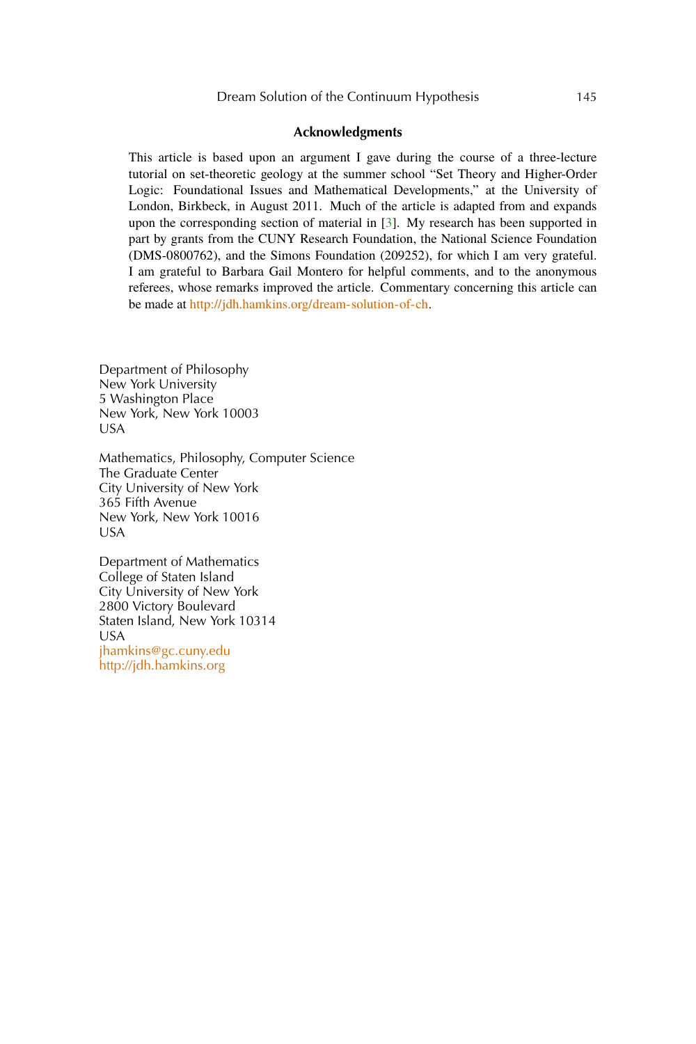## Acknowledgments

This article is based upon an argument I gave during the course of a three-lecture tutorial on set-theoretic geology at the summer school "Set Theory and Higher-Order Logic: Foundational Issues and Mathematical Developments," at the University of London, Birkbeck, in August 2011. Much of the article is adapted from and expands upon the corresponding section of material in [3]. My research has been supported in part by grants from the CUNY Research Foundation, the National Science Foundation (DMS-0800762), and the Simons Foundation (209252), for which I am very grateful. I am grateful to Barbara Gail Montero for helpful comments, and to the anonymous referees, whose remarks improved the article. Commentary concerning this article can be made at http://jdh.hamkins.org/dream-solution-of-ch.

Department of Philosophy
New York University
5 Washington Place
New York, New York 10003
USA

Mathematics, Philosophy, Computer Science
The Graduate Center
City University of New York
365 Fifth Avenue
New York, New York 10016
USA

Department of Mathematics
College of Staten Island
City University of New York
2800 Victory Boulevard
Staten Island, New York 10314
USA
jhamkins@gc.cuny.edu
http://jdh.hamkins.org